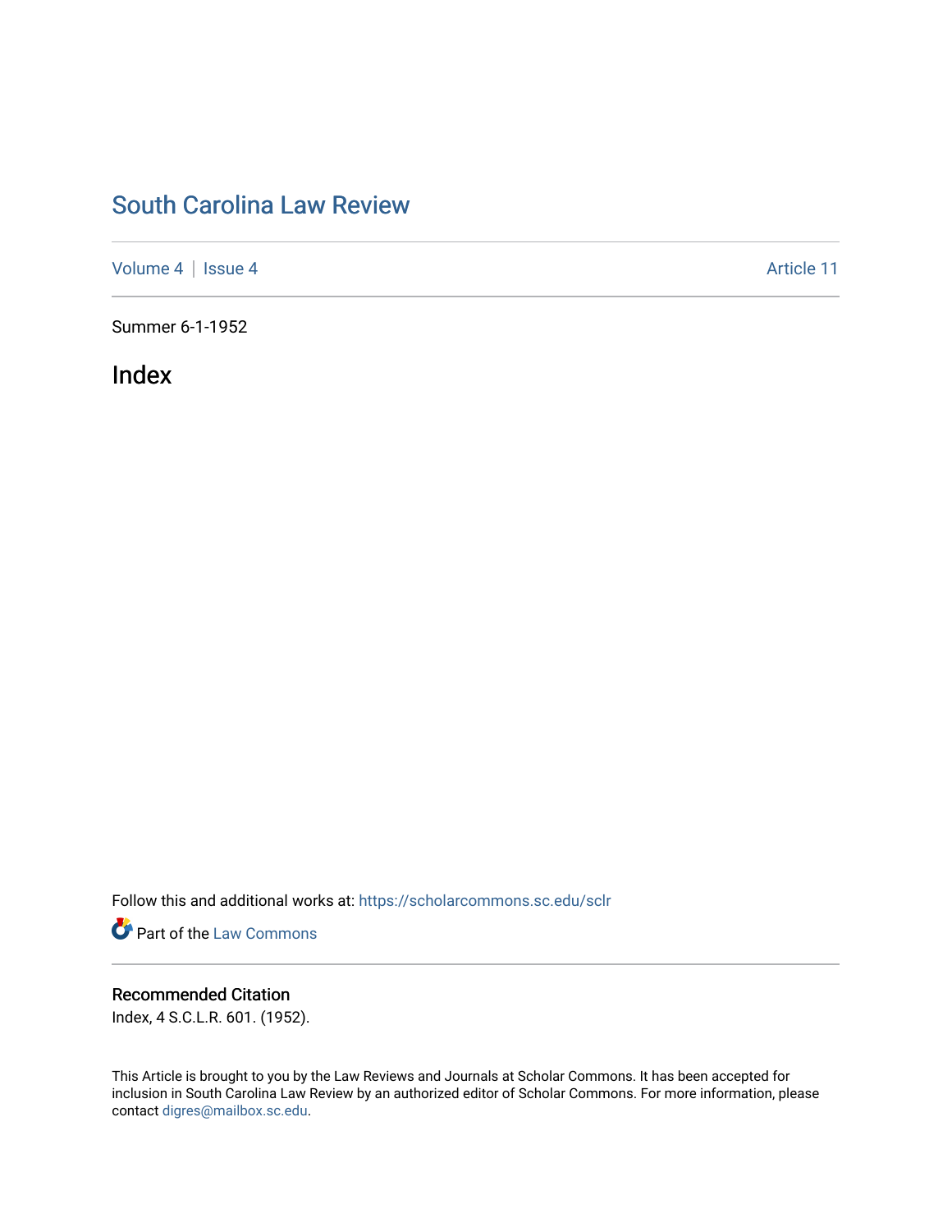# South Carolina Law Review

Volume 4 | Issue 4 Article 11

Summer 6-1-1952

## Index

Follow this and additional works at: https://scholarcommons.sc.edu/sclr

Part of the Law Commons

### Recommended Citation

Index, 4 S.C.L.R. 601. (1952).

This Article is brought to you by the Law Reviews and Journals at Scholar Commons. It has been accepted for inclusion in South Carolina Law Review by an authorized editor of Scholar Commons. For more information, please contact digres@mailbox.sc.edu.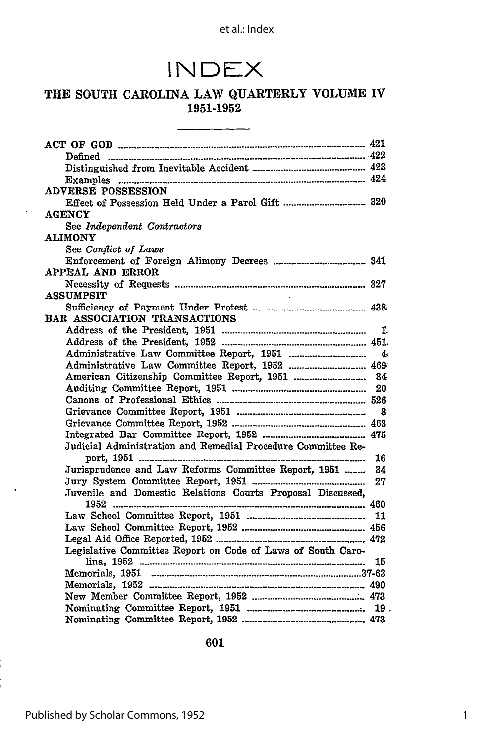# INDEX

## THE SOUTH CAROLINA LAW QUARTERLY VOLUME IV 1951-1952

ACT OF GOD .......... 421
- Defined .......... 422
- Distinguished from Inevitable Accident .......... 423
- Examples .......... 424

ADVERSE POSSESSION
- Effect of Possession Held Under a Parol Gift .......... 320

AGENCY
- See *Independent Contractors*

ALIMONY
- See *Conflict of Laws*
- Enforcement of Foreign Alimony Decrees .......... 341

APPEAL AND ERROR
- Necessity of Requests .......... 327

ASSUMPSIT
- Sufficiency of Payment Under Protest .......... 438

BAR ASSOCIATION TRANSACTIONS
- Address of the President, 1951 .......... 1
- Address of the President, 1952 .......... 451
- Administrative Law Committee Report, 1951 .......... 4
- Administrative Law Committee Report, 1952 .......... 469
- American Citizenship Committee Report, 1951 .......... 34
- Auditing Committee Report, 1951 .......... 20
- Canons of Professional Ethics .......... 526
- Grievance Committee Report, 1951 .......... 8
- Grievance Committee Report, 1952 .......... 463
- Integrated Bar Committee Report, 1952 .......... 475
- Judicial Administration and Remedial Procedure Committee Report, 1951 .......... 16
- Jurisprudence and Law Reforms Committee Report, 1951 .......... 34
- Jury System Committee Report, 1951 .......... 27
- Juvenile and Domestic Relations Courts Proposal Discussed, 1952 .......... 460
- Law School Committee Report, 1951 .......... 11
- Law School Committee Report, 1952 .......... 456
- Legal Aid Office Reported, 1952 .......... 472
- Legislative Committee Report on Code of Laws of South Carolina, 1952 .......... 15
- Memorials, 1951 .......... 37-63
- Memorials, 1952 .......... 490
- New Member Committee Report, 1952 .......... 473
- Nominating Committee Report, 1951 .......... 19
- Nominating Committee Report, 1952 .......... 473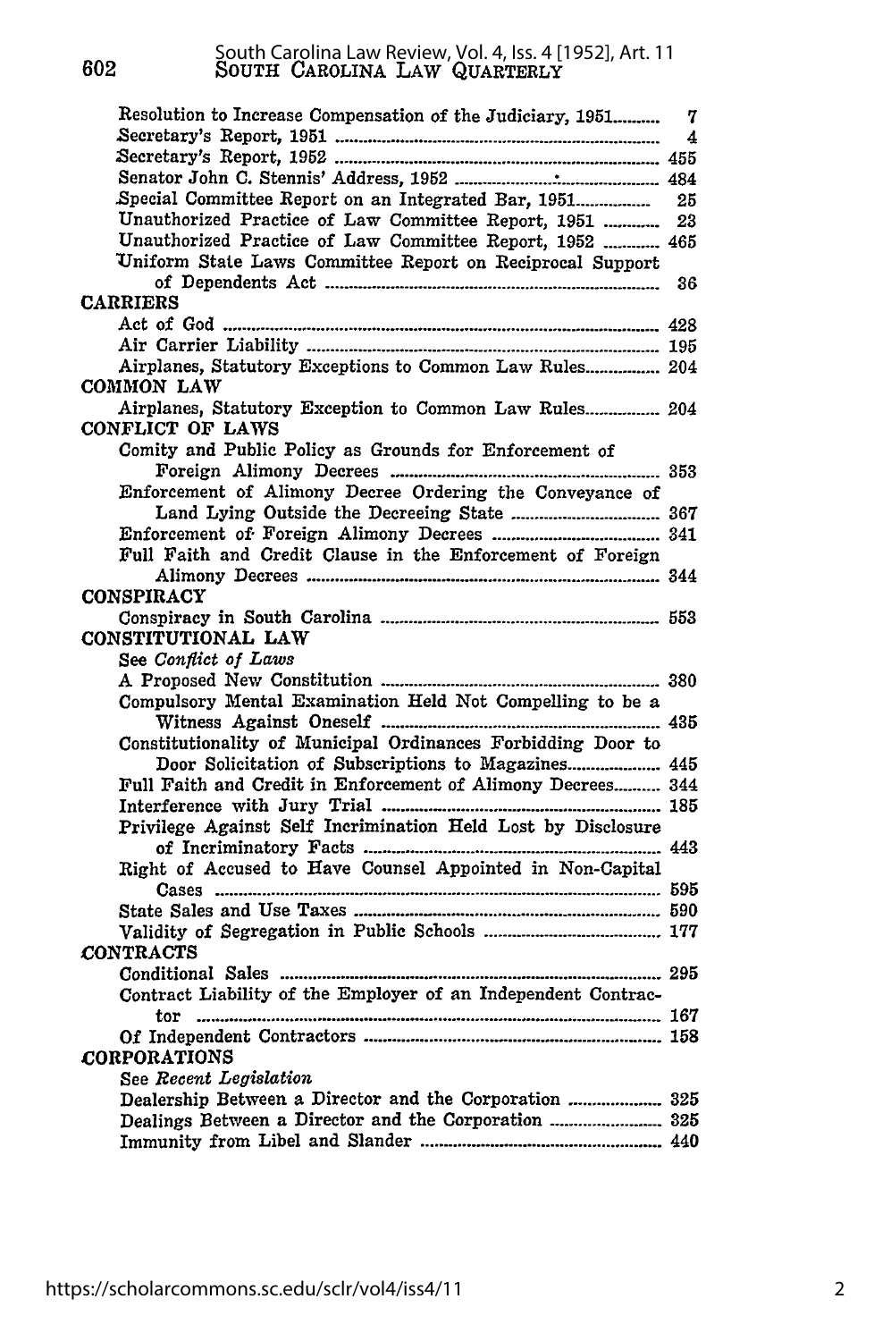Resolution to Increase Compensation of the Judiciary, 1951 .......... 7
Secretary's Report, 1951 .......... 4
Secretary's Report, 1952 .......... 455
Senator John C. Stennis' Address, 1952 .......... 484
Special Committee Report on an Integrated Bar, 1951 .......... 25
Unauthorized Practice of Law Committee Report, 1951 .......... 23
Unauthorized Practice of Law Committee Report, 1952 .......... 465
Uniform State Laws Committee Report on Reciprocal Support of Dependents Act .......... 36

**CARRIERS**

Act of God .......... 428
Air Carrier Liability .......... 195
Airplanes, Statutory Exceptions to Common Law Rules .......... 204

**COMMON LAW**

Airplanes, Statutory Exception to Common Law Rules .......... 204

**CONFLICT OF LAWS**

Comity and Public Policy as Grounds for Enforcement of Foreign Alimony Decrees .......... 353
Enforcement of Alimony Decree Ordering the Conveyance of Land Lying Outside the Decreeing State .......... 367
Enforcement of Foreign Alimony Decrees .......... 341
Full Faith and Credit Clause in the Enforcement of Foreign Alimony Decrees .......... 344

**CONSPIRACY**

Conspiracy in South Carolina .......... 553

**CONSTITUTIONAL LAW**

See *Conflict of Laws*
A Proposed New Constitution .......... 380
Compulsory Mental Examination Held Not Compelling to be a Witness Against Oneself .......... 435
Constitutionality of Municipal Ordinances Forbidding Door to Door Solicitation of Subscriptions to Magazines .......... 445
Full Faith and Credit in Enforcement of Alimony Decrees .......... 344
Interference with Jury Trial .......... 185
Privilege Against Self Incrimination Held Lost by Disclosure of Incriminatory Facts .......... 443
Right of Accused to Have Counsel Appointed in Non-Capital Cases .......... 595
State Sales and Use Taxes .......... 590
Validity of Segregation in Public Schools .......... 177

**CONTRACTS**

Conditional Sales .......... 295
Contract Liability of the Employer of an Independent Contractor .......... 167
Of Independent Contractors .......... 158

**CORPORATIONS**

See *Recent Legislation*
Dealership Between a Director and the Corporation .......... 325
Dealings Between a Director and the Corporation .......... 325
Immunity from Libel and Slander .......... 440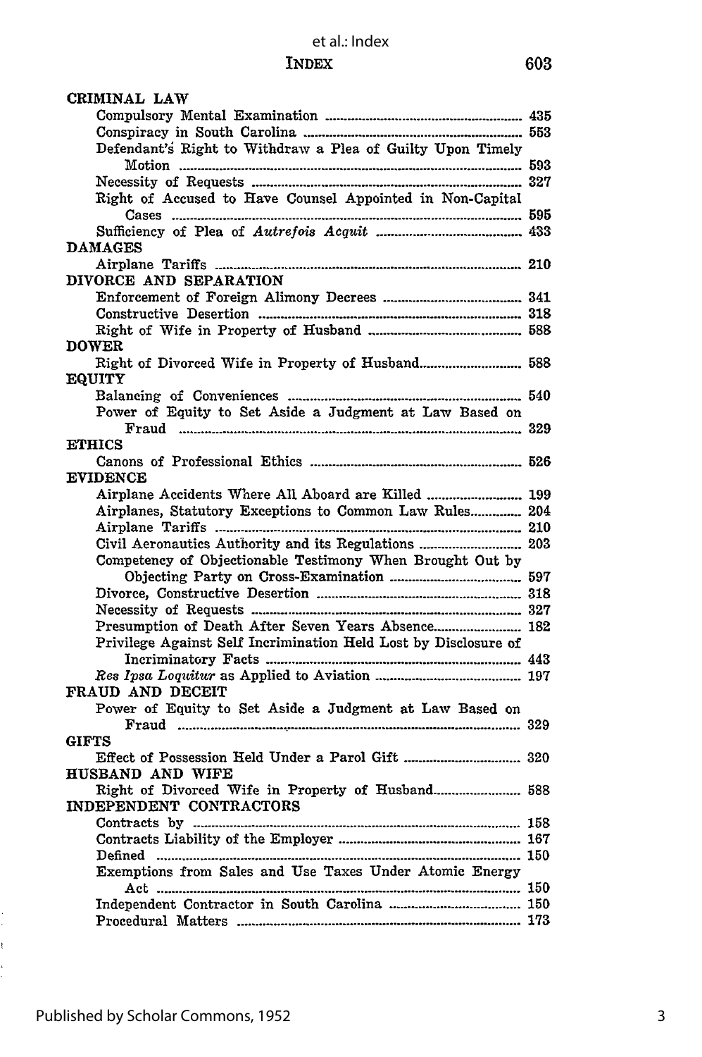CRIMINAL LAW

- Compulsory Mental Examination ............ 435
- Conspiracy in South Carolina ............ 553
- Defendant's Right to Withdraw a Plea of Guilty Upon Timely Motion ............ 593
- Necessity of Requests ............ 327
- Right of Accused to Have Counsel Appointed in Non-Capital Cases ............ 595
- Sufficiency of Plea of *Autrefois Acquit* ............ 433

DAMAGES

- Airplane Tariffs ............ 210

DIVORCE AND SEPARATION

- Enforcement of Foreign Alimony Decrees ............ 341
- Constructive Desertion ............ 318
- Right of Wife in Property of Husband ............ 588

DOWER

- Right of Divorced Wife in Property of Husband ............ 588

EQUITY

- Balancing of Conveniences ............ 540
- Power of Equity to Set Aside a Judgment at Law Based on Fraud ............ 329

ETHICS

- Canons of Professional Ethics ............ 526

EVIDENCE

- Airplane Accidents Where All Aboard are Killed ............ 199
- Airplanes, Statutory Exceptions to Common Law Rules ............ 204
- Airplane Tariffs ............ 210
- Civil Aeronautics Authority and its Regulations ............ 203
- Competency of Objectionable Testimony When Brought Out by Objecting Party on Cross-Examination ............ 597
- Divorce, Constructive Desertion ............ 318
- Necessity of Requests ............ 327
- Presumption of Death After Seven Years Absence ............ 182
- Privilege Against Self Incrimination Held Lost by Disclosure of Incriminatory Facts ............ 443
- *Res Ipsa Loquitur* as Applied to Aviation ............ 197

FRAUD AND DECEIT

- Power of Equity to Set Aside a Judgment at Law Based on Fraud ............ 329

GIFTS

- Effect of Possession Held Under a Parol Gift ............ 320

HUSBAND AND WIFE

- Right of Divorced Wife in Property of Husband ............ 588

INDEPENDENT CONTRACTORS

- Contracts by ............ 158
- Contracts Liability of the Employer ............ 167
- Defined ............ 150
- Exemptions from Sales and Use Taxes Under Atomic Energy Act ............ 150
- Independent Contractor in South Carolina ............ 150
- Procedural Matters ............ 173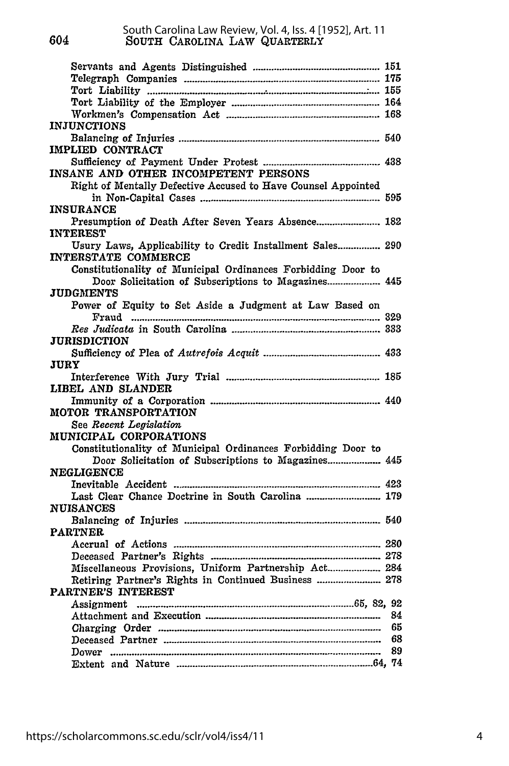Servants and Agents Distinguished ........ 151
Telegraph Companies ........ 175
Tort Liability ........ 155
Tort Liability of the Employer ........ 164
Workmen's Compensation Act ........ 168

INJUNCTIONS
Balancing of Injuries ........ 540

IMPLIED CONTRACT
Sufficiency of Payment Under Protest ........ 438

INSANE AND OTHER INCOMPETENT PERSONS
Right of Mentally Defective Accused to Have Counsel Appointed in Non-Capital Cases ........ 595

INSURANCE
Presumption of Death After Seven Years Absence ........ 182

INTEREST
Usury Laws, Applicability to Credit Installment Sales ........ 290

INTERSTATE COMMERCE
Constitutionality of Municipal Ordinances Forbidding Door to Door Solicitation of Subscriptions to Magazines ........ 445

JUDGMENTS
Power of Equity to Set Aside a Judgment at Law Based on Fraud ........ 329
*Res Judicata* in South Carolina ........ 333

JURISDICTION
Sufficiency of Plea of *Autrefois Acquit* ........ 433

JURY
Interference With Jury Trial ........ 185

LIBEL AND SLANDER
Immunity of a Corporation ........ 440

MOTOR TRANSPORTATION
See *Recent Legislation*

MUNICIPAL CORPORATIONS
Constitutionality of Municipal Ordinances Forbidding Door to Door Solicitation of Subscriptions to Magazines ........ 445

NEGLIGENCE
Inevitable Accident ........ 423
Last Clear Chance Doctrine in South Carolina ........ 179

NUISANCES
Balancing of Injuries ........ 540

PARTNER
Accrual of Actions ........ 280
Deceased Partner's Rights ........ 278
Miscellaneous Provisions, Uniform Partnership Act ........ 284
Retiring Partner's Rights in Continued Business ........ 278

PARTNER'S INTEREST
Assignment ........ 65, 82, 92
Attachment and Execution ........ 84
Charging Order ........ 65
Deceased Partner ........ 68
Dower ........ 89
Extent and Nature ........ 64, 74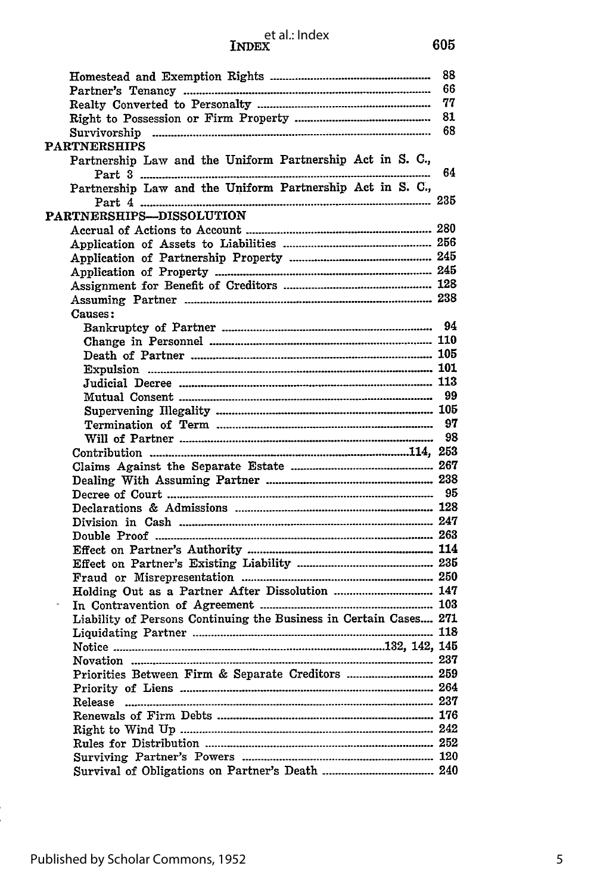Homestead and Exemption Rights ........ 88
Partner's Tenancy ........ 66
Realty Converted to Personalty ........ 77
Right to Possession or Firm Property ........ 81
Survivorship ........ 68

**PARTNERSHIPS**

Partnership Law and the Uniform Partnership Act in S. C., Part 3 ........ 64
Partnership Law and the Uniform Partnership Act in S. C., Part 4 ........ 235

**PARTNERSHIPS—DISSOLUTION**

Accrual of Actions to Account ........ 280
Application of Assets to Liabilities ........ 256
Application of Partnership Property ........ 245
Application of Property ........ 245
Assignment for Benefit of Creditors ........ 128
Assuming Partner ........ 238
Causes:
- Bankruptcy of Partner ........ 94
- Change in Personnel ........ 110
- Death of Partner ........ 105
- Expulsion ........ 101
- Judicial Decree ........ 113
- Mutual Consent ........ 99
- Supervening Illegality ........ 105
- Termination of Term ........ 97
- Will of Partner ........ 98

Contribution ........ 114, 253
Claims Against the Separate Estate ........ 267
Dealing With Assuming Partner ........ 238
Decree of Court ........ 95
Declarations & Admissions ........ 128
Division in Cash ........ 247
Double Proof ........ 263
Effect on Partner's Authority ........ 114
Effect on Partner's Existing Liability ........ 235
Fraud or Misrepresentation ........ 250
Holding Out as a Partner After Dissolution ........ 147
In Contravention of Agreement ........ 103
Liability of Persons Continuing the Business in Certain Cases.... 271
Liquidating Partner ........ 118
Notice ........ 132, 142, 145
Novation ........ 237
Priorities Between Firm & Separate Creditors ........ 259
Priority of Liens ........ 264
Release ........ 237
Renewals of Firm Debts ........ 176
Right to Wind Up ........ 242
Rules for Distribution ........ 252
Surviving Partner's Powers ........ 120
Survival of Obligations on Partner's Death ........ 240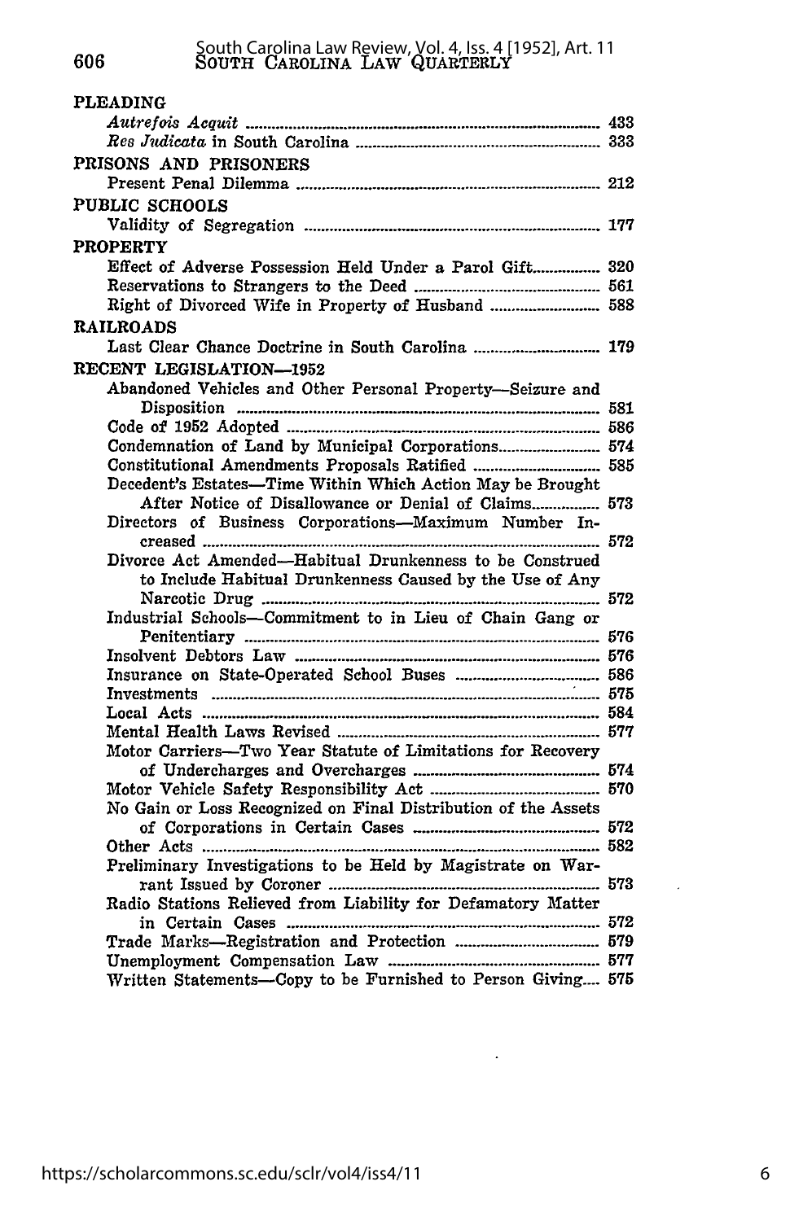PLEADING

*Autrefois Acquit* .......... 433
*Res Judicata* in South Carolina .......... 333

PRISONS AND PRISONERS

Present Penal Dilemma .......... 212

PUBLIC SCHOOLS

Validity of Segregation .......... 177

PROPERTY

Effect of Adverse Possession Held Under a Parol Gift.......... 320
Reservations to Strangers to the Deed .......... 561
Right of Divorced Wife in Property of Husband .......... 588

RAILROADS

Last Clear Chance Doctrine in South Carolina .......... 179

RECENT LEGISLATION—1952

Abandoned Vehicles and Other Personal Property—Seizure and Disposition .......... 581
Code of 1952 Adopted .......... 586
Condemnation of Land by Municipal Corporations.......... 574
Constitutional Amendments Proposals Ratified .......... 585
Decedent's Estates—Time Within Which Action May be Brought After Notice of Disallowance or Denial of Claims.......... 573
Directors of Business Corporations—Maximum Number Increased .......... 572
Divorce Act Amended—Habitual Drunkenness to be Construed to Include Habitual Drunkenness Caused by the Use of Any Narcotic Drug .......... 572
Industrial Schools—Commitment to in Lieu of Chain Gang or Penitentiary .......... 576
Insolvent Debtors Law .......... 576
Insurance on State-Operated School Buses .......... 586
Investments .......... 575
Local Acts .......... 584
Mental Health Laws Revised .......... 577
Motor Carriers—Two Year Statute of Limitations for Recovery of Undercharges and Overcharges .......... 574
Motor Vehicle Safety Responsibility Act .......... 570
No Gain or Loss Recognized on Final Distribution of the Assets of Corporations in Certain Cases .......... 572
Other Acts .......... 582
Preliminary Investigations to be Held by Magistrate on Warrant Issued by Coroner .......... 573
Radio Stations Relieved from Liability for Defamatory Matter in Certain Cases .......... 572
Trade Marks—Registration and Protection .......... 579
Unemployment Compensation Law .......... 577
Written Statements—Copy to be Furnished to Person Giving.... 575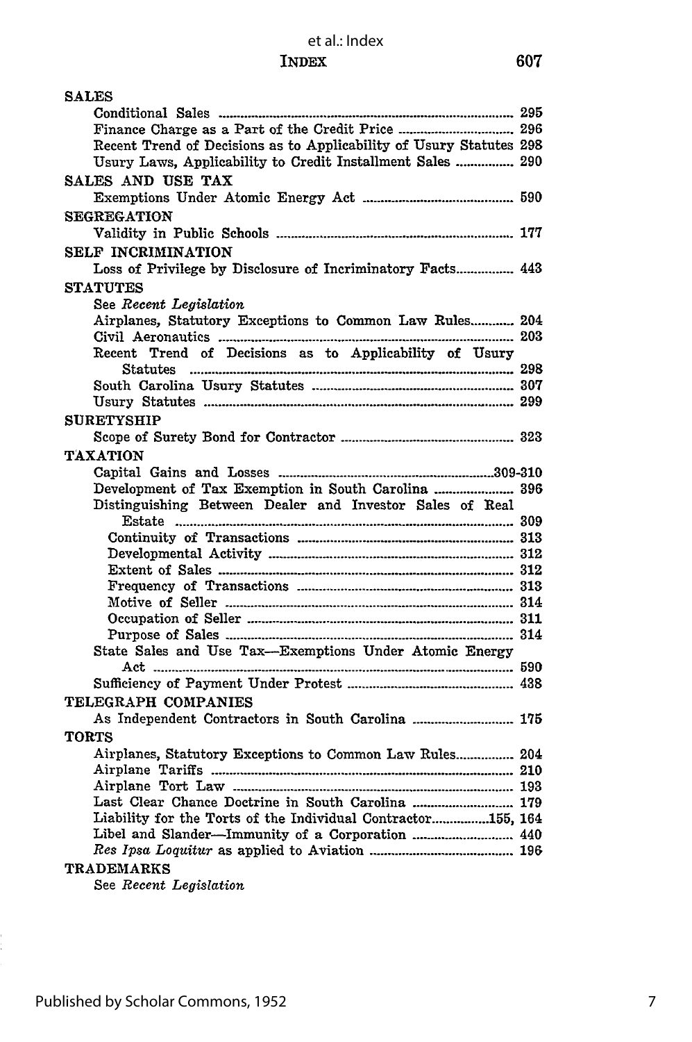**SALES**

Conditional Sales .......... 295
Finance Charge as a Part of the Credit Price .......... 296
Recent Trend of Decisions as to Applicability of Usury Statutes 298
Usury Laws, Applicability to Credit Installment Sales .......... 290

**SALES AND USE TAX**

Exemptions Under Atomic Energy Act .......... 590

**SEGREGATION**

Validity in Public Schools .......... 177

**SELF INCRIMINATION**

Loss of Privilege by Disclosure of Incriminatory Facts .......... 443

**STATUTES**

See *Recent Legislation*
Airplanes, Statutory Exceptions to Common Law Rules .......... 204
Civil Aeronautics .......... 203
Recent Trend of Decisions as to Applicability of Usury Statutes .......... 298
South Carolina Usury Statutes .......... 307
Usury Statutes .......... 299

**SURETYSHIP**

Scope of Surety Bond for Contractor .......... 323

**TAXATION**

Capital Gains and Losses .......... 309-310
Development of Tax Exemption in South Carolina .......... 396
Distinguishing Between Dealer and Investor Sales of Real Estate .......... 309
- Continuity of Transactions .......... 313
- Developmental Activity .......... 312
- Extent of Sales .......... 312
- Frequency of Transactions .......... 313
- Motive of Seller .......... 314
- Occupation of Seller .......... 311
- Purpose of Sales .......... 314

State Sales and Use Tax—Exemptions Under Atomic Energy Act .......... 590
Sufficiency of Payment Under Protest .......... 438

**TELEGRAPH COMPANIES**

As Independent Contractors in South Carolina .......... 175

**TORTS**

Airplanes, Statutory Exceptions to Common Law Rules .......... 204
Airplane Tariffs .......... 210
Airplane Tort Law .......... 193
Last Clear Chance Doctrine in South Carolina .......... 179
Liability for the Torts of the Individual Contractor .......... 155, 164
Libel and Slander—Immunity of a Corporation .......... 440
*Res Ipsa Loquitur* as applied to Aviation .......... 196

**TRADEMARKS**

See *Recent Legislation*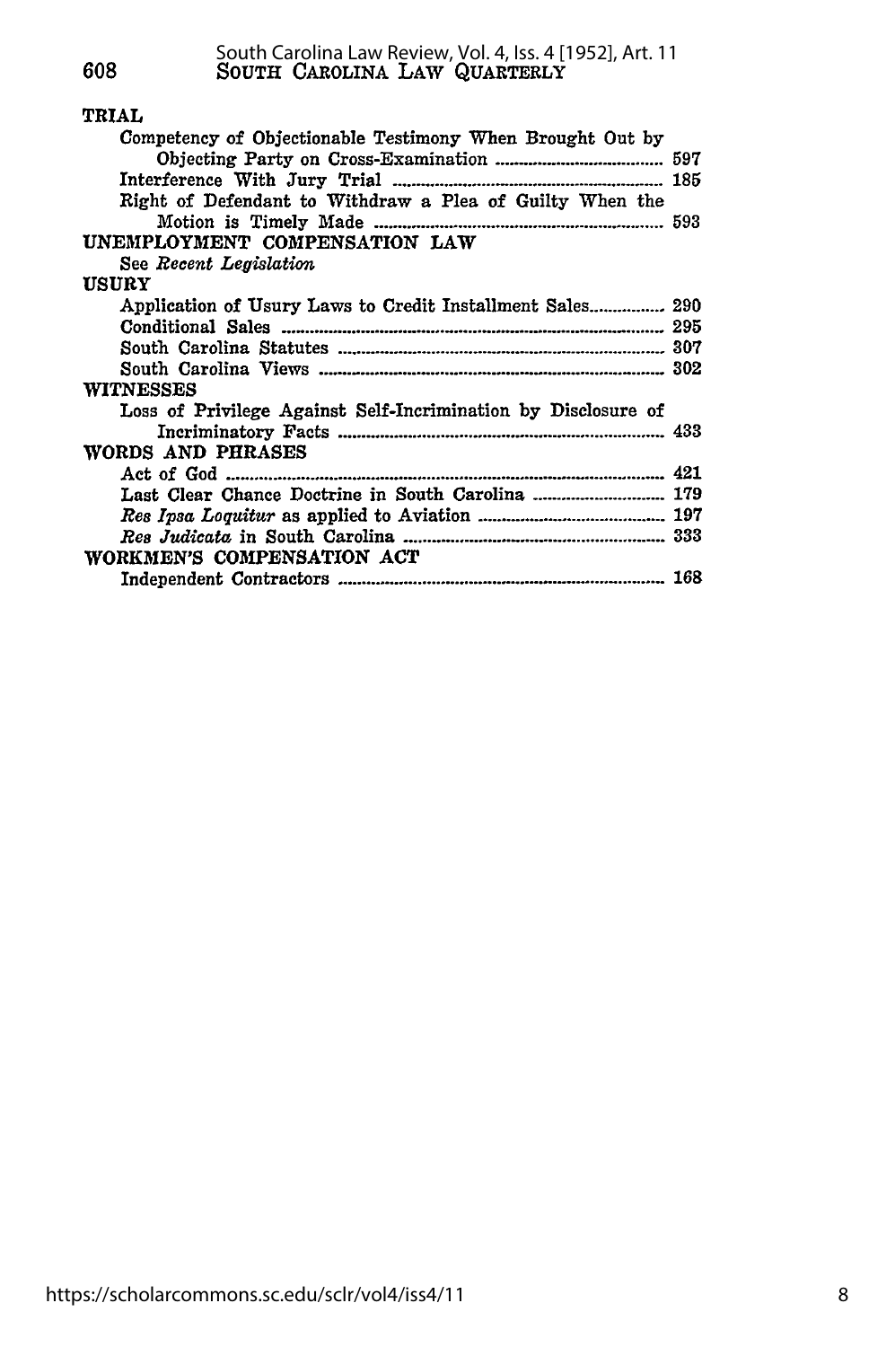TRIAL

Competency of Objectionable Testimony When Brought Out by Objecting Party on Cross-Examination ........ 597
Interference With Jury Trial ........ 185
Right of Defendant to Withdraw a Plea of Guilty When the Motion is Timely Made ........ 593

UNEMPLOYMENT COMPENSATION LAW

See *Recent Legislation*

USURY

Application of Usury Laws to Credit Installment Sales........ 290
Conditional Sales ........ 295
South Carolina Statutes ........ 307
South Carolina Views ........ 302

WITNESSES

Loss of Privilege Against Self-Incrimination by Disclosure of Incriminatory Facts ........ 433

WORDS AND PHRASES

Act of God ........ 421
Last Clear Chance Doctrine in South Carolina ........ 179
*Res Ipsa Loquitur* as applied to Aviation ........ 197
*Res Judicata* in South Carolina ........ 333

WORKMEN'S COMPENSATION ACT

Independent Contractors ........ 168